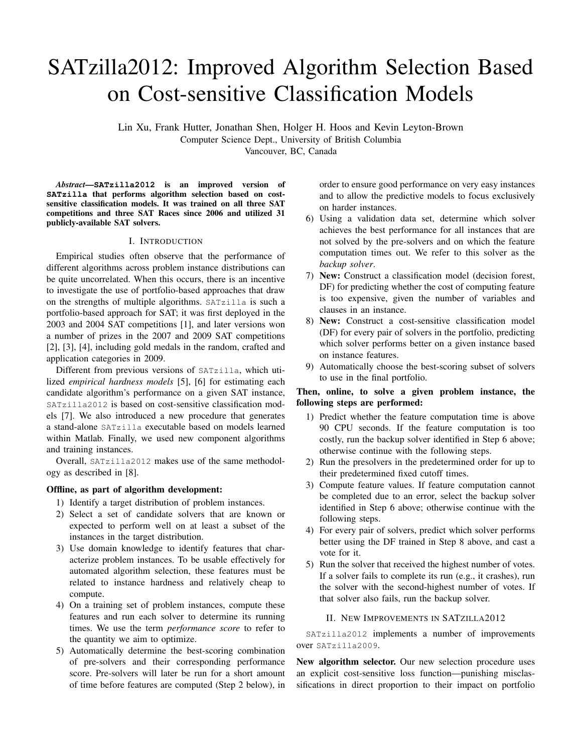# SATzilla2012: Improved Algorithm Selection Based on Cost-sensitive Classification Models

Lin Xu, Frank Hutter, Jonathan Shen, Holger H. Hoos and Kevin Leyton-Brown
Computer Science Dept., University of British Columbia
Vancouver, BC, Canada

***Abstract*—`SATzilla2012` is an improved version of `SATzilla` that performs algorithm selection based on cost-sensitive classification models. It was trained on all three SAT competitions and three SAT Races since 2006 and utilized 31 publicly-available SAT solvers.**

## I. Introduction

Empirical studies often observe that the performance of different algorithms across problem instance distributions can be quite uncorrelated. When this occurs, there is an incentive to investigate the use of portfolio-based approaches that draw on the strengths of multiple algorithms. `SATzilla` is such a portfolio-based approach for SAT; it was first deployed in the 2003 and 2004 SAT competitions [1], and later versions won a number of prizes in the 2007 and 2009 SAT competitions [2], [3], [4], including gold medals in the random, crafted and application categories in 2009.

Different from previous versions of `SATzilla`, which utilized *empirical hardness models* [5], [6] for estimating each candidate algorithm's performance on a given SAT instance, `SATzilla2012` is based on cost-sensitive classification models [7]. We also introduced a new procedure that generates a stand-alone `SATzilla` executable based on models learned within Matlab. Finally, we used new component algorithms and training instances.

Overall, `SATzilla2012` makes use of the same methodology as described in [8].

**Offline, as part of algorithm development:**

1) Identify a target distribution of problem instances.
2) Select a set of candidate solvers that are known or expected to perform well on at least a subset of the instances in the target distribution.
3) Use domain knowledge to identify features that characterize problem instances. To be usable effectively for automated algorithm selection, these features must be related to instance hardness and relatively cheap to compute.
4) On a training set of problem instances, compute these features and run each solver to determine its running times. We use the term *performance score* to refer to the quantity we aim to optimize.
5) Automatically determine the best-scoring combination of pre-solvers and their corresponding performance score. Pre-solvers will later be run for a short amount of time before features are computed (Step 2 below), in order to ensure good performance on very easy instances and to allow the predictive models to focus exclusively on harder instances.
6) Using a validation data set, determine which solver achieves the best performance for all instances that are not solved by the pre-solvers and on which the feature computation times out. We refer to this solver as the *backup solver*.
7) **New:** Construct a classification model (decision forest, DF) for predicting whether the cost of computing feature is too expensive, given the number of variables and clauses in an instance.
8) **New:** Construct a cost-sensitive classification model (DF) for every pair of solvers in the portfolio, predicting which solver performs better on a given instance based on instance features.
9) Automatically choose the best-scoring subset of solvers to use in the final portfolio.

**Then, online, to solve a given problem instance, the following steps are performed:**

1) Predict whether the feature computation time is above 90 CPU seconds. If the feature computation is too costly, run the backup solver identified in Step 6 above; otherwise continue with the following steps.
2) Run the presolvers in the predetermined order for up to their predetermined fixed cutoff times.
3) Compute feature values. If feature computation cannot be completed due to an error, select the backup solver identified in Step 6 above; otherwise continue with the following steps.
4) For every pair of solvers, predict which solver performs better using the DF trained in Step 8 above, and cast a vote for it.
5) Run the solver that received the highest number of votes. If a solver fails to complete its run (e.g., it crashes), run the solver with the second-highest number of votes. If that solver also fails, run the backup solver.

## II. New Improvements in SATzilla2012

`SATzilla2012` implements a number of improvements over `SATzilla2009`.

**New algorithm selector.** Our new selection procedure uses an explicit cost-sensitive loss function—punishing misclassifications in direct proportion to their impact on portfolio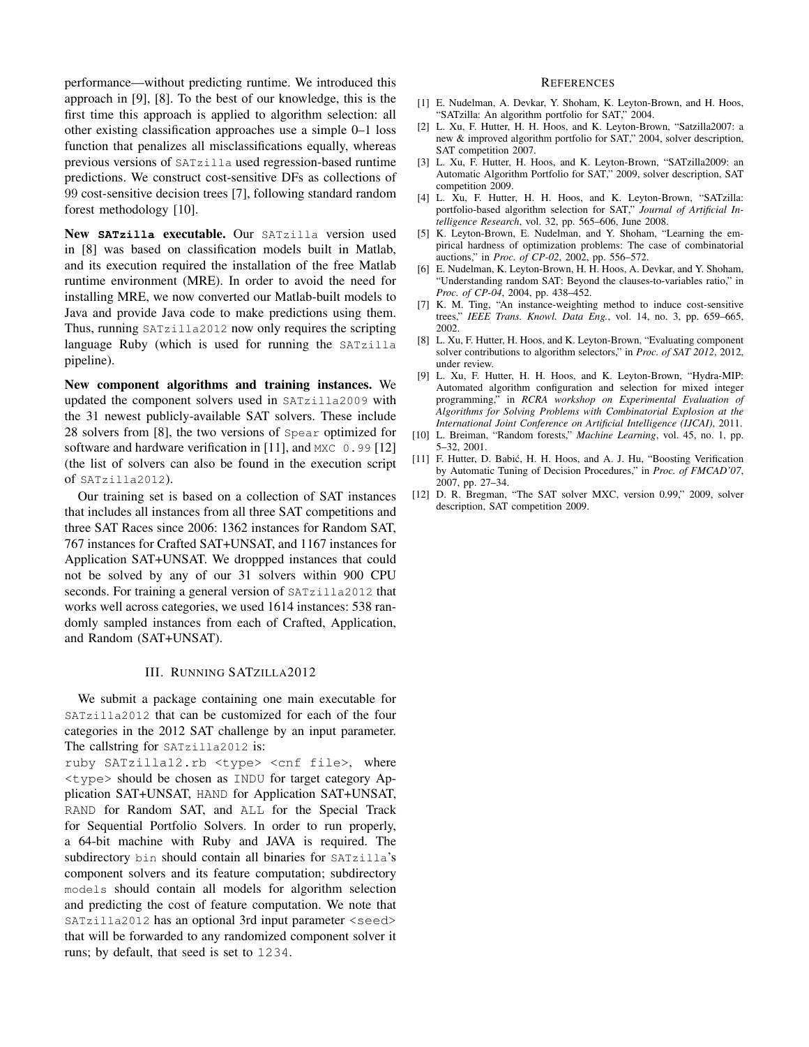performance—without predicting runtime. We introduced this approach in [9], [8]. To the best of our knowledge, this is the first time this approach is applied to algorithm selection: all other existing classification approaches use a simple 0–1 loss function that penalizes all misclassifications equally, whereas previous versions of SATzilla used regression-based runtime predictions. We construct cost-sensitive DFs as collections of 99 cost-sensitive decision trees [7], following standard random forest methodology [10].

**New SATzilla executable.** Our SATzilla version used in [8] was based on classification models built in Matlab, and its execution required the installation of the free Matlab runtime environment (MRE). In order to avoid the need for installing MRE, we now converted our Matlab-built models to Java and provide Java code to make predictions using them. Thus, running SATzilla2012 now only requires the scripting language Ruby (which is used for running the SATzilla pipeline).

**New component algorithms and training instances.** We updated the component solvers used in SATzilla2009 with the 31 newest publicly-available SAT solvers. These include 28 solvers from [8], the two versions of Spear optimized for software and hardware verification in [11], and MXC 0.99 [12] (the list of solvers can also be found in the execution script of SATzilla2012).

Our training set is based on a collection of SAT instances that includes all instances from all three SAT competitions and three SAT Races since 2006: 1362 instances for Random SAT, 767 instances for Crafted SAT+UNSAT, and 1167 instances for Application SAT+UNSAT. We droppped instances that could not be solved by any of our 31 solvers within 900 CPU seconds. For training a general version of SATzilla2012 that works well across categories, we used 1614 instances: 538 randomly sampled instances from each of Crafted, Application, and Random (SAT+UNSAT).

## III. Running SATzilla2012

We submit a package containing one main executable for SATzilla2012 that can be customized for each of the four categories in the 2012 SAT challenge by an input parameter. The callstring for SATzilla2012 is:
ruby SATzilla12.rb <type> <cnf file>, where <type> should be chosen as INDU for target category Application SAT+UNSAT, HAND for Application SAT+UNSAT, RAND for Random SAT, and ALL for the Special Track for Sequential Portfolio Solvers. In order to run properly, a 64-bit machine with Ruby and JAVA is required. The subdirectory bin should contain all binaries for SATzilla's component solvers and its feature computation; subdirectory models should contain all models for algorithm selection and predicting the cost of feature computation. We note that SATzilla2012 has an optional 3rd input parameter <seed> that will be forwarded to any randomized component solver it runs; by default, that seed is set to 1234.

## References

[1] E. Nudelman, A. Devkar, Y. Shoham, K. Leyton-Brown, and H. Hoos, "SATzilla: An algorithm portfolio for SAT," 2004.

[2] L. Xu, F. Hutter, H. H. Hoos, and K. Leyton-Brown, "Satzilla2007: a new & improved algorithm portfolio for SAT," 2004, solver description, SAT competition 2007.

[3] L. Xu, F. Hutter, H. Hoos, and K. Leyton-Brown, "SATzilla2009: an Automatic Algorithm Portfolio for SAT," 2009, solver description, SAT competition 2009.

[4] L. Xu, F. Hutter, H. H. Hoos, and K. Leyton-Brown, "SATzilla: portfolio-based algorithm selection for SAT," *Journal of Artificial Intelligence Research*, vol. 32, pp. 565–606, June 2008.

[5] K. Leyton-Brown, E. Nudelman, and Y. Shoham, "Learning the empirical hardness of optimization problems: The case of combinatorial auctions," in *Proc. of CP-02*, 2002, pp. 556–572.

[6] E. Nudelman, K. Leyton-Brown, H. H. Hoos, A. Devkar, and Y. Shoham, "Understanding random SAT: Beyond the clauses-to-variables ratio," in *Proc. of CP-04*, 2004, pp. 438–452.

[7] K. M. Ting, "An instance-weighting method to induce cost-sensitive trees," *IEEE Trans. Knowl. Data Eng.*, vol. 14, no. 3, pp. 659–665, 2002.

[8] L. Xu, F. Hutter, H. Hoos, and K. Leyton-Brown, "Evaluating component solver contributions to algorithm selectors," in *Proc. of SAT 2012*, 2012, under review.

[9] L. Xu, F. Hutter, H. H. Hoos, and K. Leyton-Brown, "Hydra-MIP: Automated algorithm configuration and selection for mixed integer programming," in *RCRA workshop on Experimental Evaluation of Algorithms for Solving Problems with Combinatorial Explosion at the International Joint Conference on Artificial Intelligence (IJCAI)*, 2011.

[10] L. Breiman, "Random forests," *Machine Learning*, vol. 45, no. 1, pp. 5–32, 2001.

[11] F. Hutter, D. Babić, H. H. Hoos, and A. J. Hu, "Boosting Verification by Automatic Tuning of Decision Procedures," in *Proc. of FMCAD'07*, 2007, pp. 27–34.

[12] D. R. Bregman, "The SAT solver MXC, version 0.99," 2009, solver description, SAT competition 2009.